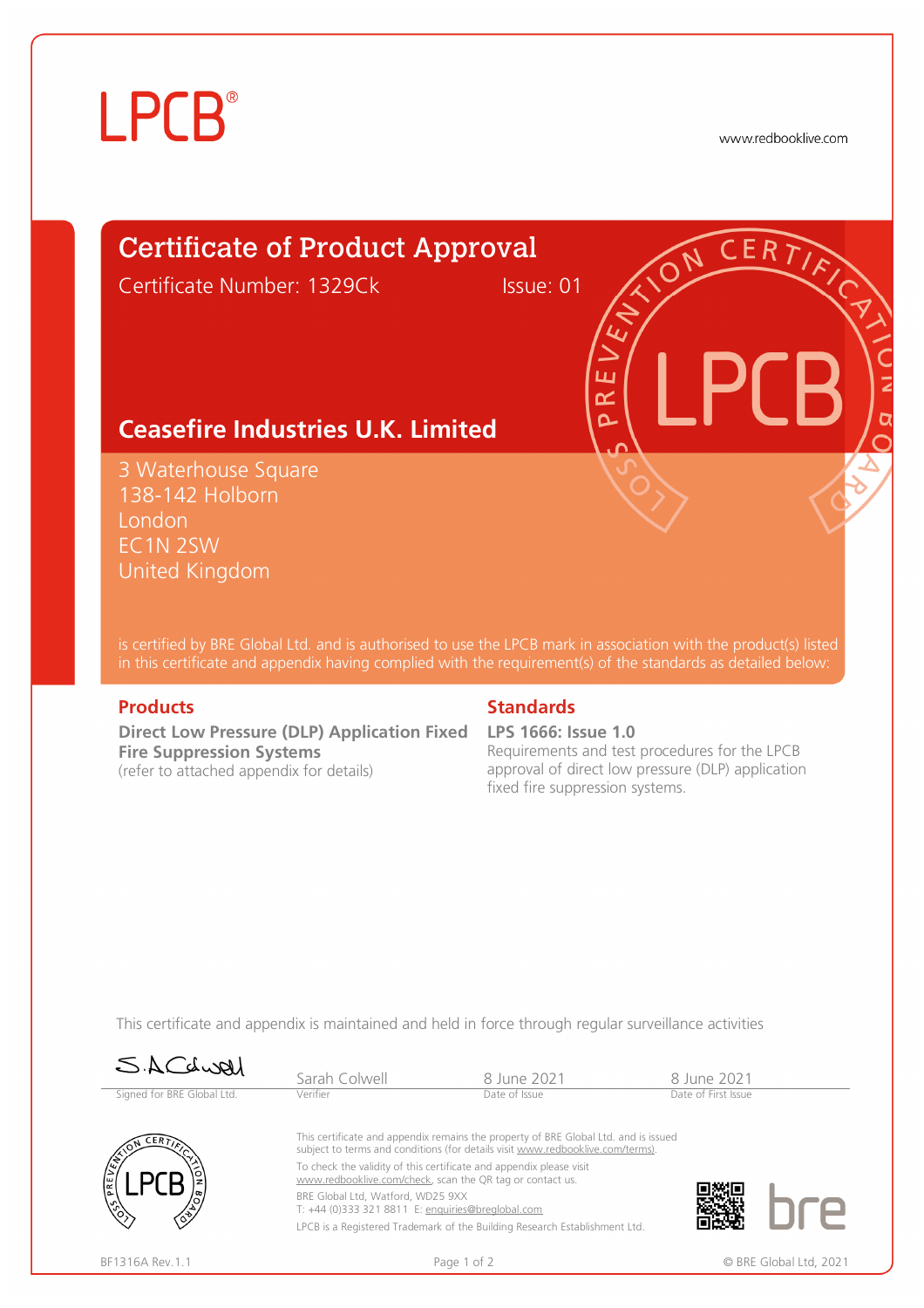LPCB®

www.redbooklive.com

# Certificate of Product Approval

Certificate Number: 1329Ck Issue: 01

## Ceasefire Industries U.K. Limited

3 Waterhouse Square
138-142 Holborn
London
EC1N 2SW
United Kingdom

is certified by BRE Global Ltd. and is authorised to use the LPCB mark in association with the product(s) listed in this certificate and appendix having complied with the requirement(s) of the standards as detailed below:

### Products

**Direct Low Pressure (DLP) Application Fixed Fire Suppression Systems**
(refer to attached appendix for details)

### Standards

**LPS 1666: Issue 1.0**
Requirements and test procedures for the LPCB approval of direct low pressure (DLP) application fixed fire suppression systems.

This certificate and appendix is maintained and held in force through regular surveillance activities

| S.A.Colwell | Sarah Colwell | 8 June 2021 | 8 June 2021 |
|---|---|---|---|
| Signed for BRE Global Ltd. | Verifier | Date of Issue | Date of First Issue |

This certificate and appendix remains the property of BRE Global Ltd. and is issued subject to terms and conditions (for details visit www.redbooklive.com/terms).

To check the validity of this certificate and appendix please visit www.redbooklive.com/check, scan the QR tag or contact us.

BRE Global Ltd, Watford, WD25 9XX
T: +44 (0)333 321 8811 E: enquiries@breglobal.com

LPCB is a Registered Trademark of the Building Research Establishment Ltd.

BF1316A Rev.1.1

© BRE Global Ltd, 2021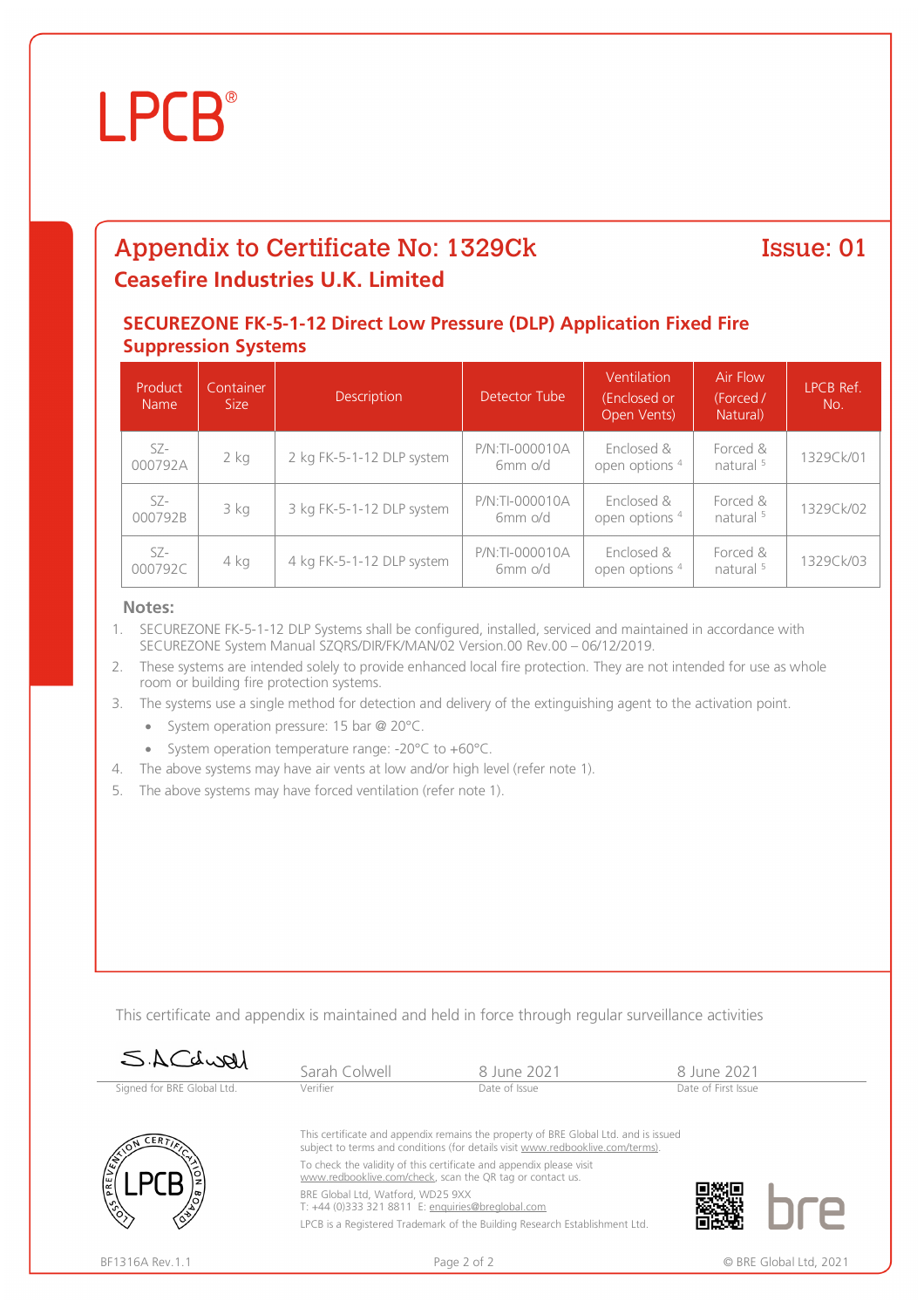# LPCB®

## Appendix to Certificate No: 1329Ck

Issue: 01

## Ceasefire Industries U.K. Limited

### SECUREZONE FK-5-1-12 Direct Low Pressure (DLP) Application Fixed Fire Suppression Systems

| Product Name | Container Size | Description | Detector Tube | Ventilation (Enclosed or Open Vents) | Air Flow (Forced / Natural) | LPCB Ref. No. |
|---|---|---|---|---|---|---|
| SZ-000792A | 2 kg | 2 kg FK-5-1-12 DLP system | P/N:TI-000010A 6mm o/d | Enclosed & open options [4] | Forced & natural [5] | 1329Ck/01 |
| SZ-000792B | 3 kg | 3 kg FK-5-1-12 DLP system | P/N:TI-000010A 6mm o/d | Enclosed & open options [4] | Forced & natural [5] | 1329Ck/02 |
| SZ-000792C | 4 kg | 4 kg FK-5-1-12 DLP system | P/N:TI-000010A 6mm o/d | Enclosed & open options [4] | Forced & natural [5] | 1329Ck/03 |

**Notes:**

1. SECUREZONE FK-5-1-12 DLP Systems shall be configured, installed, serviced and maintained in accordance with SECUREZONE System Manual SZQRS/DIR/FK/MAN/02 Version.00 Rev.00 – 06/12/2019.
2. These systems are intended solely to provide enhanced local fire protection. They are not intended for use as whole room or building fire protection systems.
3. The systems use a single method for detection and delivery of the extinguishing agent to the activation point.
   - System operation pressure: 15 bar @ 20°C.
   - System operation temperature range: -20°C to +60°C.
4. The above systems may have air vents at low and/or high level (refer note 1).
5. The above systems may have forced ventilation (refer note 1).

This certificate and appendix is maintained and held in force through regular surveillance activities

| Signed for BRE Global Ltd. | Verifier | Date of Issue | Date of First Issue |
|---|---|---|---|
| S.A.Colwell | Sarah Colwell | 8 June 2021 | 8 June 2021 |

This certificate and appendix remains the property of BRE Global Ltd. and is issued subject to terms and conditions (for details visit www.redbooklive.com/terms).

To check the validity of this certificate and appendix please visit www.redbooklive.com/check, scan the QR tag or contact us.

BRE Global Ltd, Watford, WD25 9XX
T: +44 (0)333 321 8811 E: enquiries@breglobal.com

LPCB is a Registered Trademark of the Building Research Establishment Ltd.

BF1316A Rev.1.1

© BRE Global Ltd, 2021